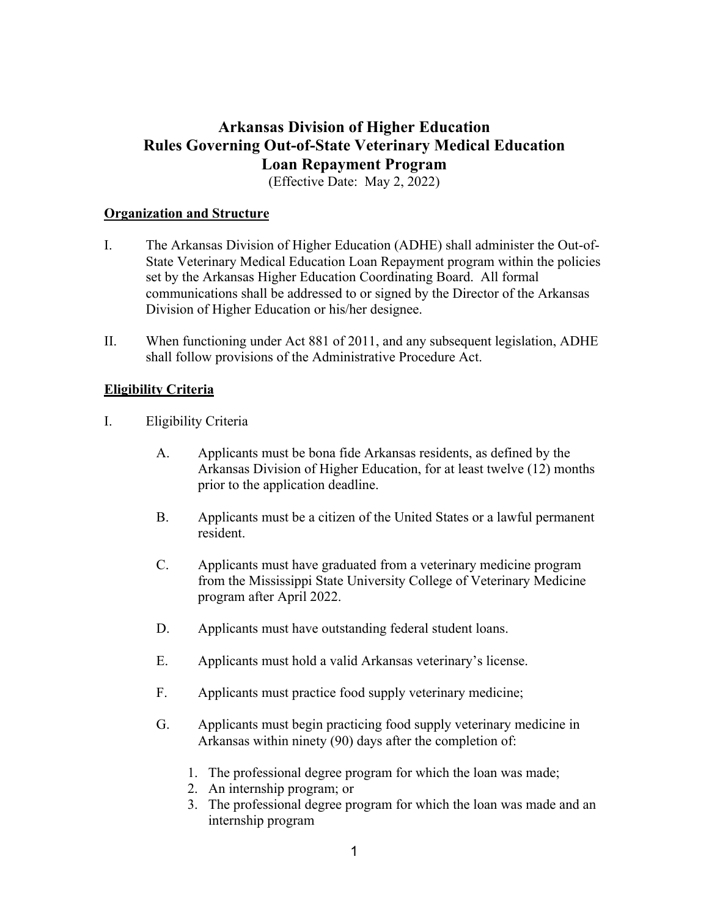# Arkansas Division of Higher Education
# Rules Governing Out-of-State Veterinary Medical Education Loan Repayment Program

(Effective Date: May 2, 2022)

## Organization and Structure

I. The Arkansas Division of Higher Education (ADHE) shall administer the Out-of-State Veterinary Medical Education Loan Repayment program within the policies set by the Arkansas Higher Education Coordinating Board. All formal communications shall be addressed to or signed by the Director of the Arkansas Division of Higher Education or his/her designee.

II. When functioning under Act 881 of 2011, and any subsequent legislation, ADHE shall follow provisions of the Administrative Procedure Act.

## Eligibility Criteria

I. Eligibility Criteria

   A. Applicants must be bona fide Arkansas residents, as defined by the Arkansas Division of Higher Education, for at least twelve (12) months prior to the application deadline.

   B. Applicants must be a citizen of the United States or a lawful permanent resident.

   C. Applicants must have graduated from a veterinary medicine program from the Mississippi State University College of Veterinary Medicine program after April 2022.

   D. Applicants must have outstanding federal student loans.

   E. Applicants must hold a valid Arkansas veterinary's license.

   F. Applicants must practice food supply veterinary medicine;

   G. Applicants must begin practicing food supply veterinary medicine in Arkansas within ninety (90) days after the completion of:

      1. The professional degree program for which the loan was made;
      2. An internship program; or
      3. The professional degree program for which the loan was made and an internship program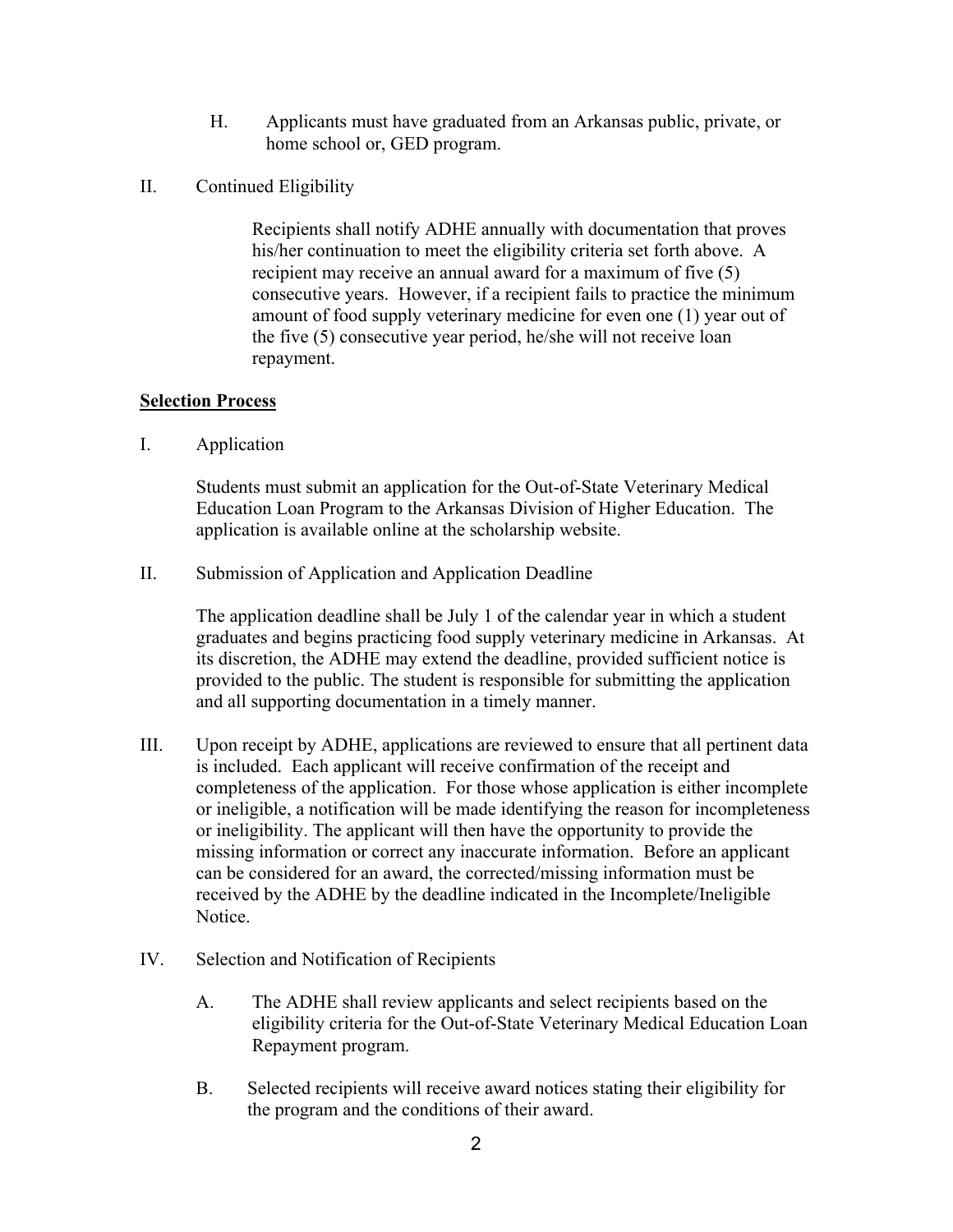H. Applicants must have graduated from an Arkansas public, private, or home school or, GED program.

II. Continued Eligibility

Recipients shall notify ADHE annually with documentation that proves his/her continuation to meet the eligibility criteria set forth above. A recipient may receive an annual award for a maximum of five (5) consecutive years. However, if a recipient fails to practice the minimum amount of food supply veterinary medicine for even one (1) year out of the five (5) consecutive year period, he/she will not receive loan repayment.

**Selection Process**

I. Application

Students must submit an application for the Out-of-State Veterinary Medical Education Loan Program to the Arkansas Division of Higher Education. The application is available online at the scholarship website.

II. Submission of Application and Application Deadline

The application deadline shall be July 1 of the calendar year in which a student graduates and begins practicing food supply veterinary medicine in Arkansas. At its discretion, the ADHE may extend the deadline, provided sufficient notice is provided to the public. The student is responsible for submitting the application and all supporting documentation in a timely manner.

III. Upon receipt by ADHE, applications are reviewed to ensure that all pertinent data is included. Each applicant will receive confirmation of the receipt and completeness of the application. For those whose application is either incomplete or ineligible, a notification will be made identifying the reason for incompleteness or ineligibility. The applicant will then have the opportunity to provide the missing information or correct any inaccurate information. Before an applicant can be considered for an award, the corrected/missing information must be received by the ADHE by the deadline indicated in the Incomplete/Ineligible Notice.

IV. Selection and Notification of Recipients

A. The ADHE shall review applicants and select recipients based on the eligibility criteria for the Out-of-State Veterinary Medical Education Loan Repayment program.

B. Selected recipients will receive award notices stating their eligibility for the program and the conditions of their award.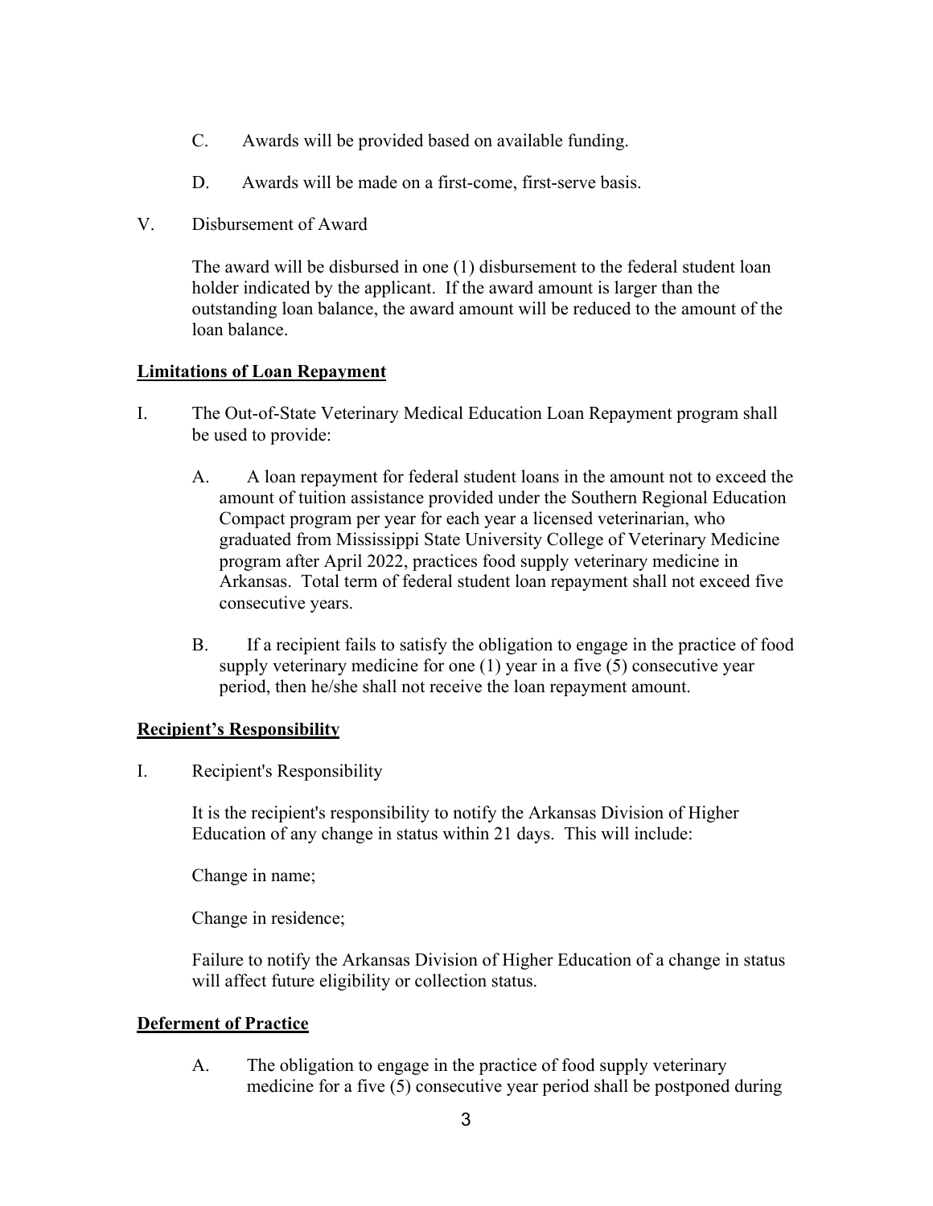C. Awards will be provided based on available funding.

D. Awards will be made on a first-come, first-serve basis.

V. Disbursement of Award

The award will be disbursed in one (1) disbursement to the federal student loan holder indicated by the applicant. If the award amount is larger than the outstanding loan balance, the award amount will be reduced to the amount of the loan balance.

## Limitations of Loan Repayment

I. The Out-of-State Veterinary Medical Education Loan Repayment program shall be used to provide:

A. A loan repayment for federal student loans in the amount not to exceed the amount of tuition assistance provided under the Southern Regional Education Compact program per year for each year a licensed veterinarian, who graduated from Mississippi State University College of Veterinary Medicine program after April 2022, practices food supply veterinary medicine in Arkansas. Total term of federal student loan repayment shall not exceed five consecutive years.

B. If a recipient fails to satisfy the obligation to engage in the practice of food supply veterinary medicine for one (1) year in a five (5) consecutive year period, then he/she shall not receive the loan repayment amount.

## Recipient's Responsibility

I. Recipient's Responsibility

It is the recipient's responsibility to notify the Arkansas Division of Higher Education of any change in status within 21 days. This will include:

Change in name;

Change in residence;

Failure to notify the Arkansas Division of Higher Education of a change in status will affect future eligibility or collection status.

## Deferment of Practice

A. The obligation to engage in the practice of food supply veterinary medicine for a five (5) consecutive year period shall be postponed during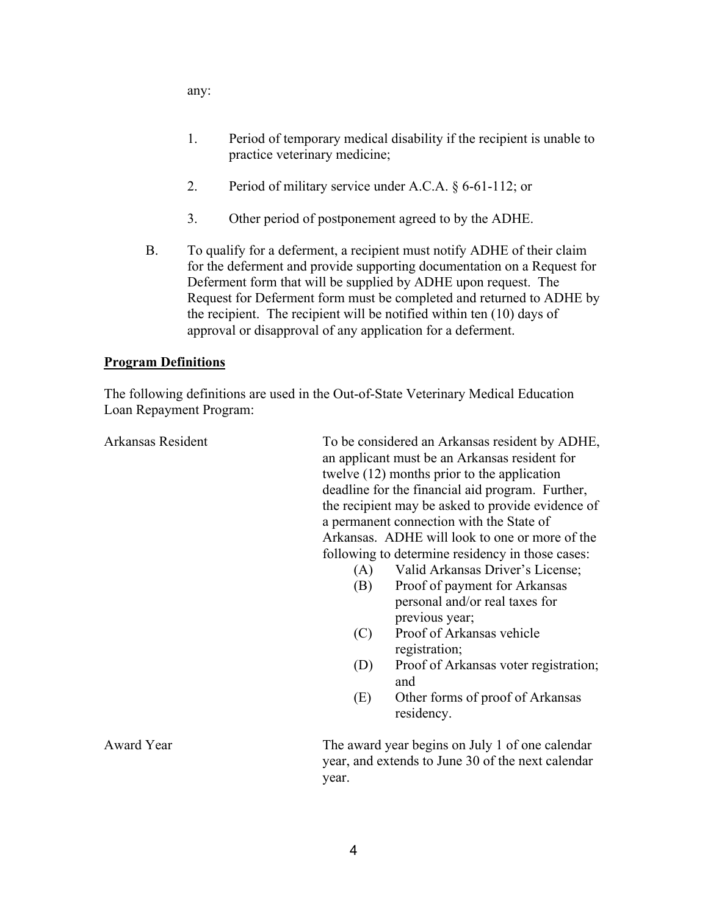any:

1. Period of temporary medical disability if the recipient is unable to practice veterinary medicine;

2. Period of military service under A.C.A. § 6-61-112; or

3. Other period of postponement agreed to by the ADHE.

B. To qualify for a deferment, a recipient must notify ADHE of their claim for the deferment and provide supporting documentation on a Request for Deferment form that will be supplied by ADHE upon request. The Request for Deferment form must be completed and returned to ADHE by the recipient. The recipient will be notified within ten (10) days of approval or disapproval of any application for a deferment.

**Program Definitions**

The following definitions are used in the Out-of-State Veterinary Medical Education Loan Repayment Program:

**Arkansas Resident** — To be considered an Arkansas resident by ADHE, an applicant must be an Arkansas resident for twelve (12) months prior to the application deadline for the financial aid program. Further, the recipient may be asked to provide evidence of a permanent connection with the State of Arkansas. ADHE will look to one or more of the following to determine residency in those cases:

- (A) Valid Arkansas Driver's License;
- (B) Proof of payment for Arkansas personal and/or real taxes for previous year;
- (C) Proof of Arkansas vehicle registration;
- (D) Proof of Arkansas voter registration; and
- (E) Other forms of proof of Arkansas residency.

**Award Year** — The award year begins on July 1 of one calendar year, and extends to June 30 of the next calendar year.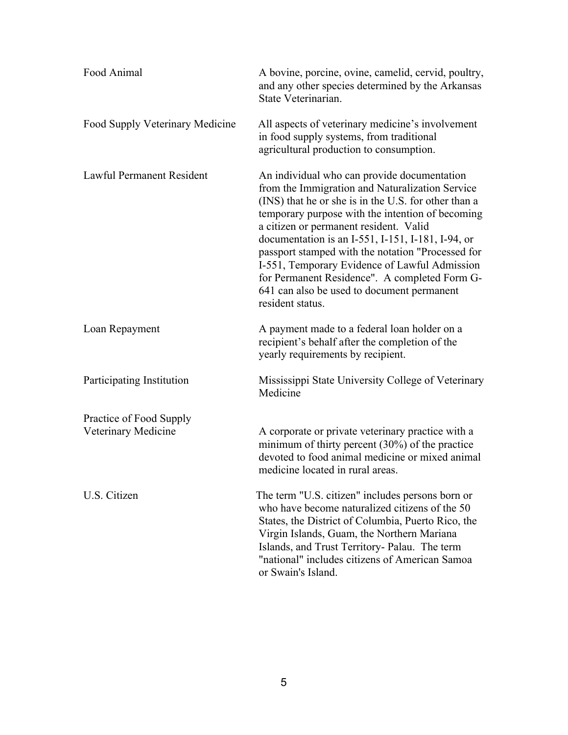| | |
|---|---|
| Food Animal | A bovine, porcine, ovine, camelid, cervid, poultry, and any other species determined by the Arkansas State Veterinarian. |
| Food Supply Veterinary Medicine | All aspects of veterinary medicine's involvement in food supply systems, from traditional agricultural production to consumption. |
| Lawful Permanent Resident | An individual who can provide documentation from the Immigration and Naturalization Service (INS) that he or she is in the U.S. for other than a temporary purpose with the intention of becoming a citizen or permanent resident. Valid documentation is an I-551, I-151, I-181, I-94, or passport stamped with the notation "Processed for I-551, Temporary Evidence of Lawful Admission for Permanent Residence". A completed Form G-641 can also be used to document permanent resident status. |
| Loan Repayment | A payment made to a federal loan holder on a recipient's behalf after the completion of the yearly requirements by recipient. |
| Participating Institution | Mississippi State University College of Veterinary Medicine |
| Practice of Food Supply Veterinary Medicine | A corporate or private veterinary practice with a minimum of thirty percent (30%) of the practice devoted to food animal medicine or mixed animal medicine located in rural areas. |
| U.S. Citizen | The term "U.S. citizen" includes persons born or who have become naturalized citizens of the 50 States, the District of Columbia, Puerto Rico, the Virgin Islands, Guam, the Northern Mariana Islands, and Trust Territory- Palau. The term "national" includes citizens of American Samoa or Swain's Island. |